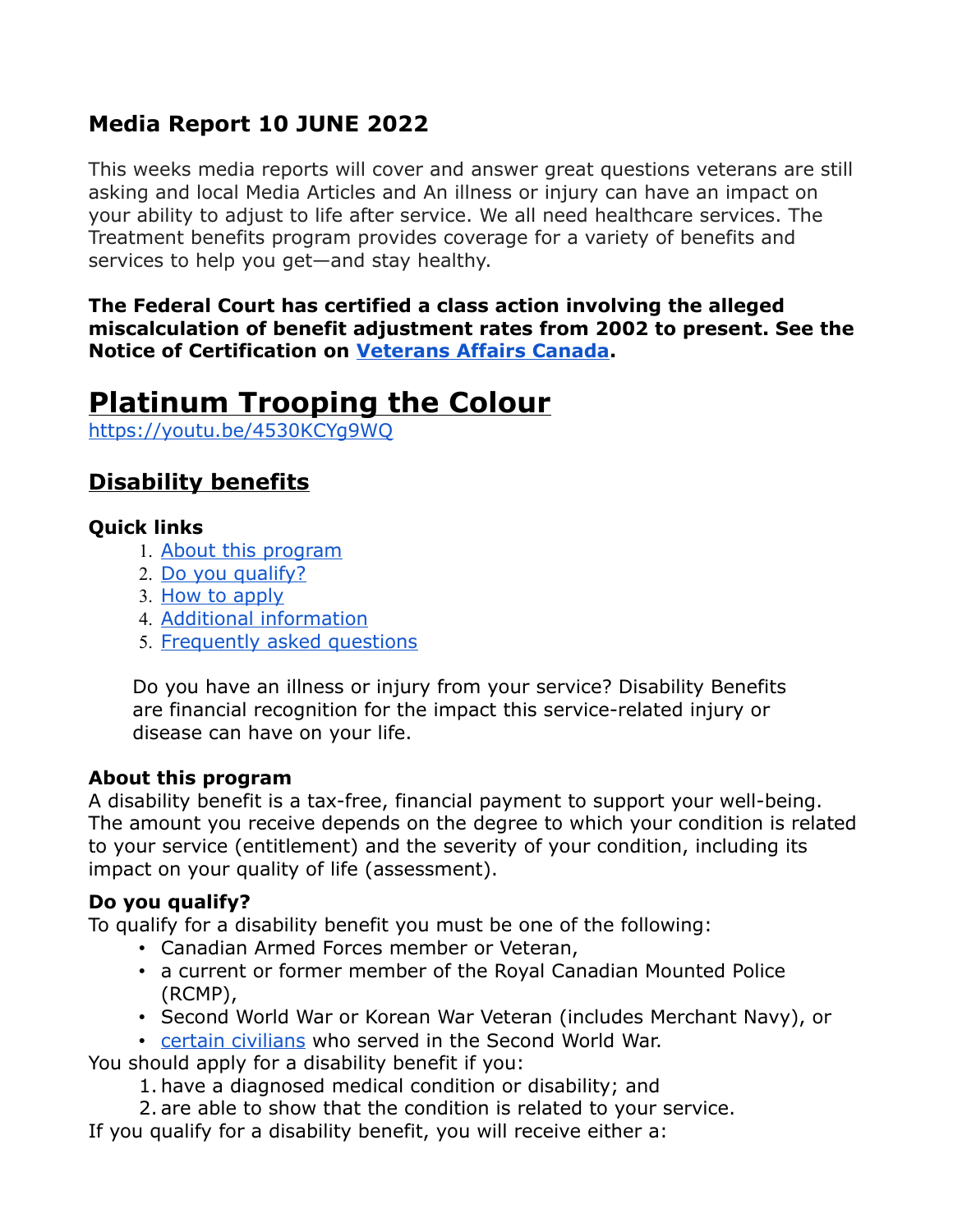## Media Report 10 JUNE 2022

This weeks media reports will cover and answer great questions veterans are still asking and local Media Articles and An illness or injury can have an impact on your ability to adjust to life after service. We all need healthcare services. The Treatment benefits program provides coverage for a variety of benefits and services to help you get—and stay healthy.

**The Federal Court has certified a class action involving the alleged miscalculation of benefit adjustment rates from 2002 to present. See the Notice of Certification on [Veterans Affairs Canada](#).**

# Platinum Trooping the Colour

https://youtu.be/4530KCYg9WQ

## Disability benefits

### Quick links

1. [About this program](#)
2. [Do you qualify?](#)
3. [How to apply](#)
4. [Additional information](#)
5. [Frequently asked questions](#)

Do you have an illness or injury from your service? Disability Benefits are financial recognition for the impact this service-related injury or disease can have on your life.

### About this program

A disability benefit is a tax-free, financial payment to support your well-being. The amount you receive depends on the degree to which your condition is related to your service (entitlement) and the severity of your condition, including its impact on your quality of life (assessment).

### Do you qualify?

To qualify for a disability benefit you must be one of the following:

- Canadian Armed Forces member or Veteran,
- a current or former member of the Royal Canadian Mounted Police (RCMP),
- Second World War or Korean War Veteran (includes Merchant Navy), or
- [certain civilians](#) who served in the Second World War.

You should apply for a disability benefit if you:

1. have a diagnosed medical condition or disability; and
2. are able to show that the condition is related to your service.

If you qualify for a disability benefit, you will receive either a: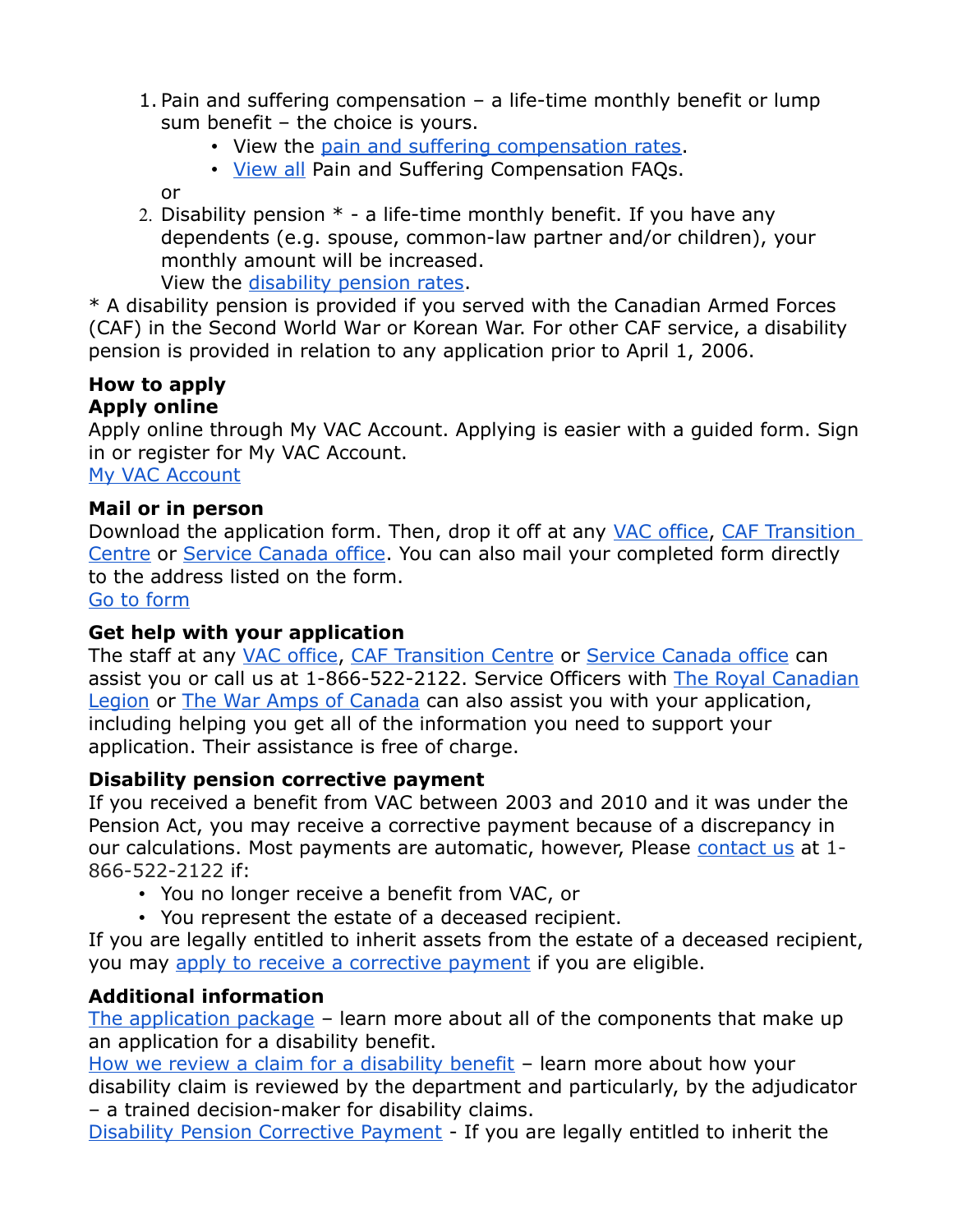1. Pain and suffering compensation – a life-time monthly benefit or lump sum benefit – the choice is yours.
    - View the pain and suffering compensation rates.
    - View all Pain and Suffering Compensation FAQs.

   or

2. Disability pension * - a life-time monthly benefit. If you have any dependents (e.g. spouse, common-law partner and/or children), your monthly amount will be increased.
   View the disability pension rates.

* A disability pension is provided if you served with the Canadian Armed Forces (CAF) in the Second World War or Korean War. For other CAF service, a disability pension is provided in relation to any application prior to April 1, 2006.

**How to apply**

**Apply online**

Apply online through My VAC Account. Applying is easier with a guided form. Sign in or register for My VAC Account.

My VAC Account

**Mail or in person**

Download the application form. Then, drop it off at any VAC office, CAF Transition Centre or Service Canada office. You can also mail your completed form directly to the address listed on the form.

Go to form

**Get help with your application**

The staff at any VAC office, CAF Transition Centre or Service Canada office can assist you or call us at 1-866-522-2122. Service Officers with The Royal Canadian Legion or The War Amps of Canada can also assist you with your application, including helping you get all of the information you need to support your application. Their assistance is free of charge.

**Disability pension corrective payment**

If you received a benefit from VAC between 2003 and 2010 and it was under the Pension Act, you may receive a corrective payment because of a discrepancy in our calculations. Most payments are automatic, however, Please contact us at 1-866-522-2122 if:

- You no longer receive a benefit from VAC, or
- You represent the estate of a deceased recipient.

If you are legally entitled to inherit assets from the estate of a deceased recipient, you may apply to receive a corrective payment if you are eligible.

**Additional information**

The application package – learn more about all of the components that make up an application for a disability benefit.

How we review a claim for a disability benefit – learn more about how your disability claim is reviewed by the department and particularly, by the adjudicator – a trained decision-maker for disability claims.

Disability Pension Corrective Payment - If you are legally entitled to inherit the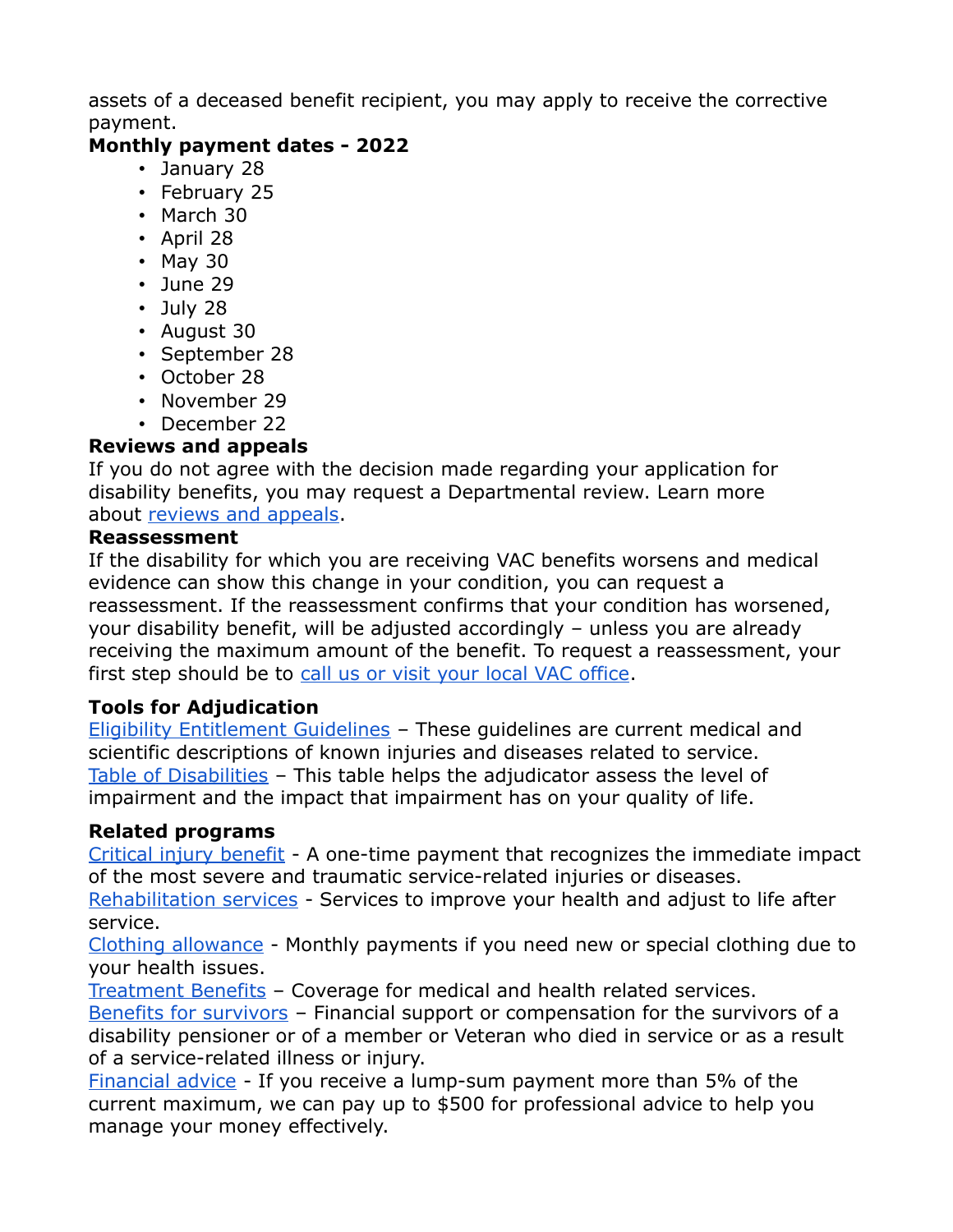assets of a deceased benefit recipient, you may apply to receive the corrective payment.

**Monthly payment dates - 2022**

- January 28
- February 25
- March 30
- April 28
- May 30
- June 29
- July 28
- August 30
- September 28
- October 28
- November 29
- December 22

**Reviews and appeals**

If you do not agree with the decision made regarding your application for disability benefits, you may request a Departmental review. Learn more about [reviews and appeals](#).

**Reassessment**

If the disability for which you are receiving VAC benefits worsens and medical evidence can show this change in your condition, you can request a reassessment. If the reassessment confirms that your condition has worsened, your disability benefit, will be adjusted accordingly – unless you are already receiving the maximum amount of the benefit. To request a reassessment, your first step should be to [call us or visit your local VAC office](#).

**Tools for Adjudication**

[Eligibility Entitlement Guidelines](#) – These guidelines are current medical and scientific descriptions of known injuries and diseases related to service.
[Table of Disabilities](#) – This table helps the adjudicator assess the level of impairment and the impact that impairment has on your quality of life.

**Related programs**

[Critical injury benefit](#) - A one-time payment that recognizes the immediate impact of the most severe and traumatic service-related injuries or diseases.
[Rehabilitation services](#) - Services to improve your health and adjust to life after service.
[Clothing allowance](#) - Monthly payments if you need new or special clothing due to your health issues.
[Treatment Benefits](#) – Coverage for medical and health related services.
[Benefits for survivors](#) – Financial support or compensation for the survivors of a disability pensioner or of a member or Veteran who died in service or as a result of a service-related illness or injury.
[Financial advice](#) - If you receive a lump-sum payment more than 5% of the current maximum, we can pay up to $500 for professional advice to help you manage your money effectively.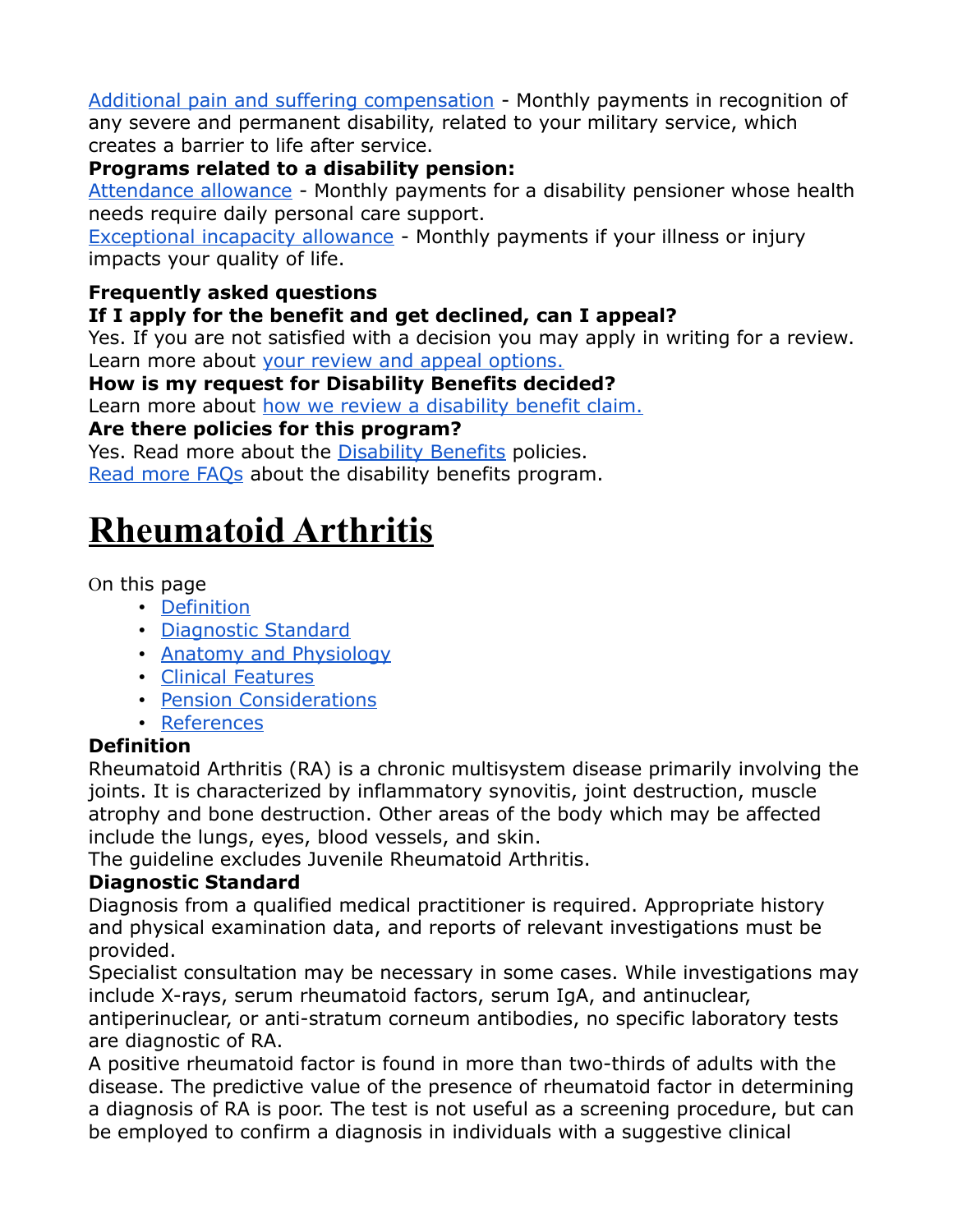[Additional pain and suffering compensation](#) - Monthly payments in recognition of any severe and permanent disability, related to your military service, which creates a barrier to life after service.

**Programs related to a disability pension:**

[Attendance allowance](#) - Monthly payments for a disability pensioner whose health needs require daily personal care support.

[Exceptional incapacity allowance](#) - Monthly payments if your illness or injury impacts your quality of life.

**Frequently asked questions**

**If I apply for the benefit and get declined, can I appeal?**

Yes. If you are not satisfied with a decision you may apply in writing for a review. Learn more about [your review and appeal options.](#)

**How is my request for Disability Benefits decided?**

Learn more about [how we review a disability benefit claim.](#)

**Are there policies for this program?**

Yes. Read more about the [Disability Benefits](#) policies.

[Read more FAQs](#) about the disability benefits program.

# Rheumatoid Arthritis

On this page

- [Definition](#)
- [Diagnostic Standard](#)
- [Anatomy and Physiology](#)
- [Clinical Features](#)
- [Pension Considerations](#)
- [References](#)

**Definition**

Rheumatoid Arthritis (RA) is a chronic multisystem disease primarily involving the joints. It is characterized by inflammatory synovitis, joint destruction, muscle atrophy and bone destruction. Other areas of the body which may be affected include the lungs, eyes, blood vessels, and skin.

The guideline excludes Juvenile Rheumatoid Arthritis.

**Diagnostic Standard**

Diagnosis from a qualified medical practitioner is required. Appropriate history and physical examination data, and reports of relevant investigations must be provided.

Specialist consultation may be necessary in some cases. While investigations may include X-rays, serum rheumatoid factors, serum IgA, and antinuclear, antiperinuclear, or anti-stratum corneum antibodies, no specific laboratory tests are diagnostic of RA.

A positive rheumatoid factor is found in more than two-thirds of adults with the disease. The predictive value of the presence of rheumatoid factor in determining a diagnosis of RA is poor. The test is not useful as a screening procedure, but can be employed to confirm a diagnosis in individuals with a suggestive clinical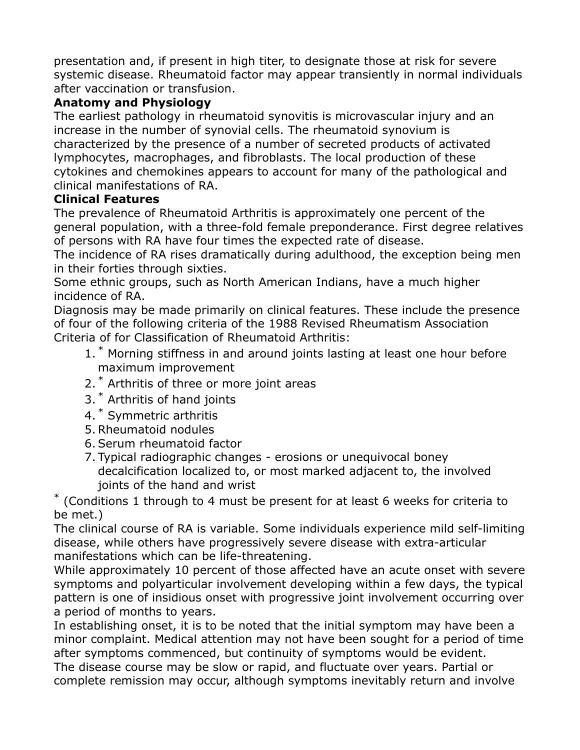presentation and, if present in high titer, to designate those at risk for severe systemic disease. Rheumatoid factor may appear transiently in normal individuals after vaccination or transfusion.

**Anatomy and Physiology**

The earliest pathology in rheumatoid synovitis is microvascular injury and an increase in the number of synovial cells. The rheumatoid synovium is characterized by the presence of a number of secreted products of activated lymphocytes, macrophages, and fibroblasts. The local production of these cytokines and chemokines appears to account for many of the pathological and clinical manifestations of RA.

**Clinical Features**

The prevalence of Rheumatoid Arthritis is approximately one percent of the general population, with a three-fold female preponderance. First degree relatives of persons with RA have four times the expected rate of disease.

The incidence of RA rises dramatically during adulthood, the exception being men in their forties through sixties.

Some ethnic groups, such as North American Indians, have a much higher incidence of RA.

Diagnosis may be made primarily on clinical features. These include the presence of four of the following criteria of the 1988 Revised Rheumatism Association Criteria of for Classification of Rheumatoid Arthritis:

1. * Morning stiffness in and around joints lasting at least one hour before maximum improvement
2. * Arthritis of three or more joint areas
3. * Arthritis of hand joints
4. * Symmetric arthritis
5. Rheumatoid nodules
6. Serum rheumatoid factor
7. Typical radiographic changes - erosions or unequivocal boney decalcification localized to, or most marked adjacent to, the involved joints of the hand and wrist

* (Conditions 1 through to 4 must be present for at least 6 weeks for criteria to be met.)

The clinical course of RA is variable. Some individuals experience mild self-limiting disease, while others have progressively severe disease with extra-articular manifestations which can be life-threatening.

While approximately 10 percent of those affected have an acute onset with severe symptoms and polyarticular involvement developing within a few days, the typical pattern is one of insidious onset with progressive joint involvement occurring over a period of months to years.

In establishing onset, it is to be noted that the initial symptom may have been a minor complaint. Medical attention may not have been sought for a period of time after symptoms commenced, but continuity of symptoms would be evident.

The disease course may be slow or rapid, and fluctuate over years. Partial or complete remission may occur, although symptoms inevitably return and involve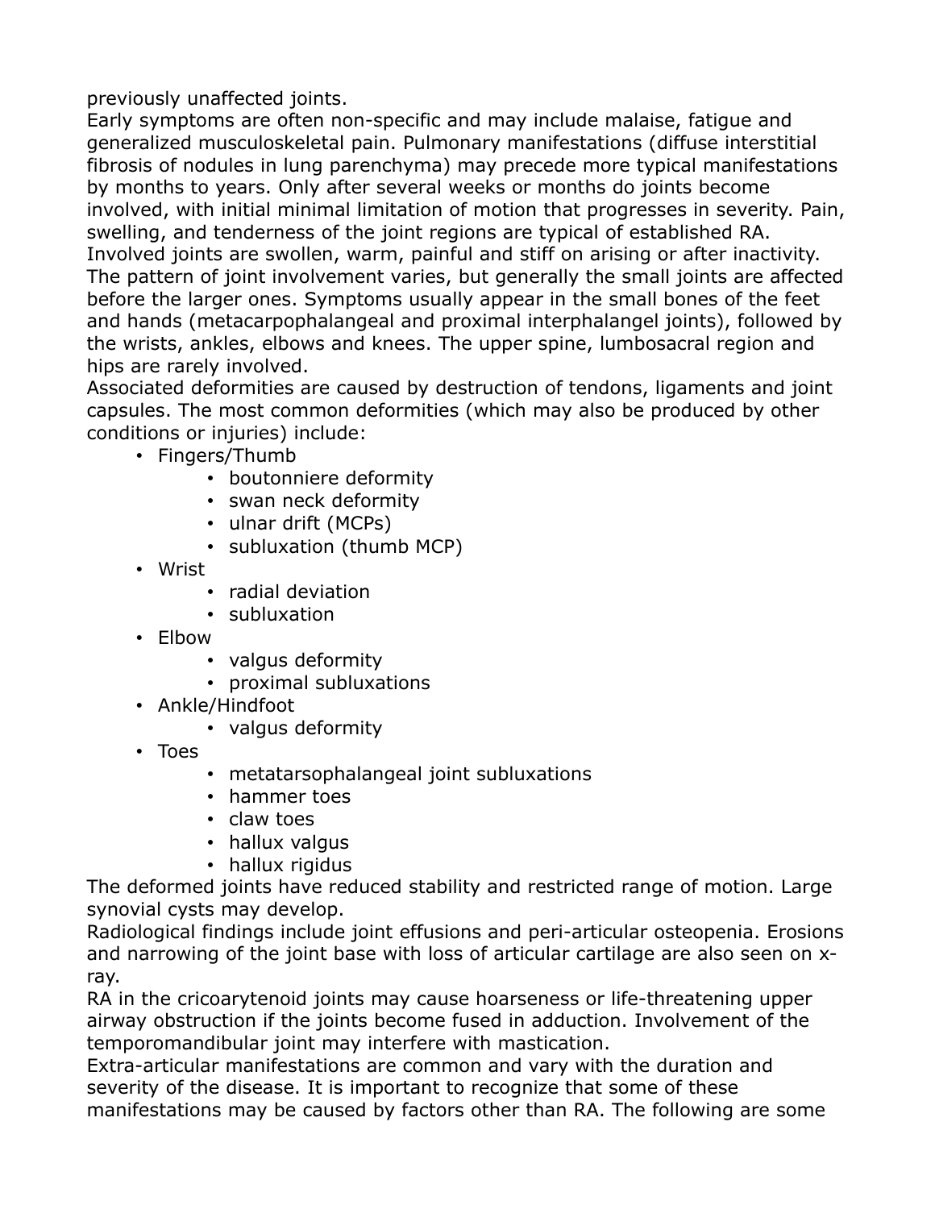previously unaffected joints.
Early symptoms are often non-specific and may include malaise, fatigue and generalized musculoskeletal pain. Pulmonary manifestations (diffuse interstitial fibrosis of nodules in lung parenchyma) may precede more typical manifestations by months to years. Only after several weeks or months do joints become involved, with initial minimal limitation of motion that progresses in severity. Pain, swelling, and tenderness of the joint regions are typical of established RA. Involved joints are swollen, warm, painful and stiff on arising or after inactivity. The pattern of joint involvement varies, but generally the small joints are affected before the larger ones. Symptoms usually appear in the small bones of the feet and hands (metacarpophalangeal and proximal interphalangel joints), followed by the wrists, ankles, elbows and knees. The upper spine, lumbosacral region and hips are rarely involved.
Associated deformities are caused by destruction of tendons, ligaments and joint capsules. The most common deformities (which may also be produced by other conditions or injuries) include:

- Fingers/Thumb
  - boutonniere deformity
  - swan neck deformity
  - ulnar drift (MCPs)
  - subluxation (thumb MCP)
- Wrist
  - radial deviation
  - subluxation
- Elbow
  - valgus deformity
  - proximal subluxations
- Ankle/Hindfoot
  - valgus deformity
- Toes
  - metatarsophalangeal joint subluxations
  - hammer toes
  - claw toes
  - hallux valgus
  - hallux rigidus

The deformed joints have reduced stability and restricted range of motion. Large synovial cysts may develop.
Radiological findings include joint effusions and peri-articular osteopenia. Erosions and narrowing of the joint base with loss of articular cartilage are also seen on x-ray.
RA in the cricoarytenoid joints may cause hoarseness or life-threatening upper airway obstruction if the joints become fused in adduction. Involvement of the temporomandibular joint may interfere with mastication.
Extra-articular manifestations are common and vary with the duration and severity of the disease. It is important to recognize that some of these manifestations may be caused by factors other than RA. The following are some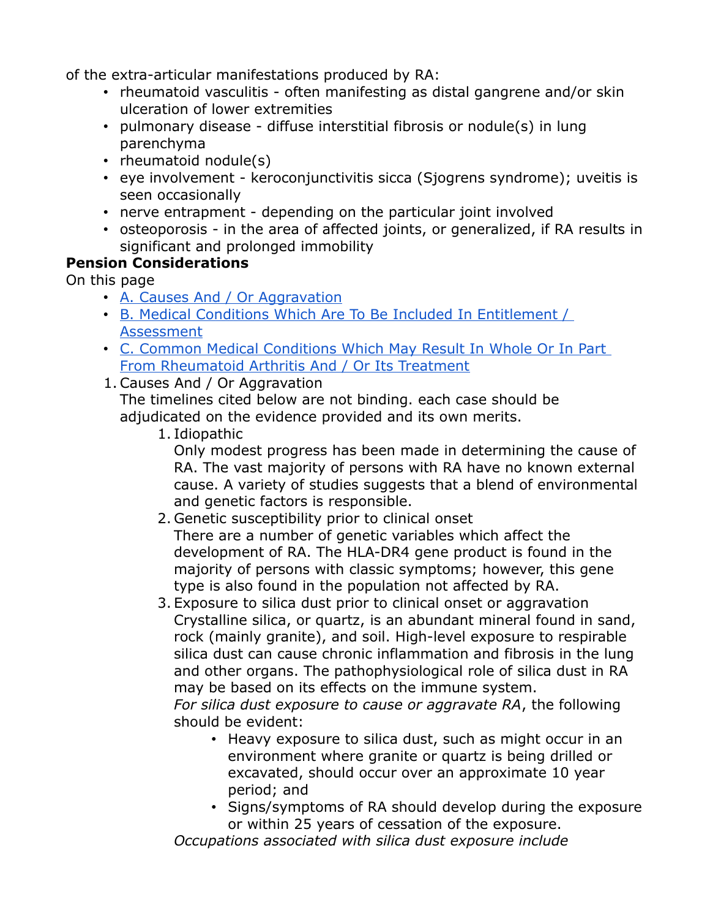of the extra-articular manifestations produced by RA:

- rheumatoid vasculitis - often manifesting as distal gangrene and/or skin ulceration of lower extremities
- pulmonary disease - diffuse interstitial fibrosis or nodule(s) in lung parenchyma
- rheumatoid nodule(s)
- eye involvement - keroconjunctivitis sicca (Sjogrens syndrome); uveitis is seen occasionally
- nerve entrapment - depending on the particular joint involved
- osteoporosis - in the area of affected joints, or generalized, if RA results in significant and prolonged immobility

**Pension Considerations**

On this page

- [A. Causes And / Or Aggravation]
- [B. Medical Conditions Which Are To Be Included In Entitlement / Assessment]
- [C. Common Medical Conditions Which May Result In Whole Or In Part From Rheumatoid Arthritis And / Or Its Treatment]

1. Causes And / Or Aggravation

   The timelines cited below are not binding. each case should be adjudicated on the evidence provided and its own merits.

   1. Idiopathic

      Only modest progress has been made in determining the cause of RA. The vast majority of persons with RA have no known external cause. A variety of studies suggests that a blend of environmental and genetic factors is responsible.

   2. Genetic susceptibility prior to clinical onset

      There are a number of genetic variables which affect the development of RA. The HLA-DR4 gene product is found in the majority of persons with classic symptoms; however, this gene type is also found in the population not affected by RA.

   3. Exposure to silica dust prior to clinical onset or aggravation

      Crystalline silica, or quartz, is an abundant mineral found in sand, rock (mainly granite), and soil. High-level exposure to respirable silica dust can cause chronic inflammation and fibrosis in the lung and other organs. The pathophysiological role of silica dust in RA may be based on its effects on the immune system.

      *For silica dust exposure to cause or aggravate RA*, the following should be evident:

      - Heavy exposure to silica dust, such as might occur in an environment where granite or quartz is being drilled or excavated, should occur over an approximate 10 year period; and
      - Signs/symptoms of RA should develop during the exposure or within 25 years of cessation of the exposure.

      *Occupations associated with silica dust exposure include*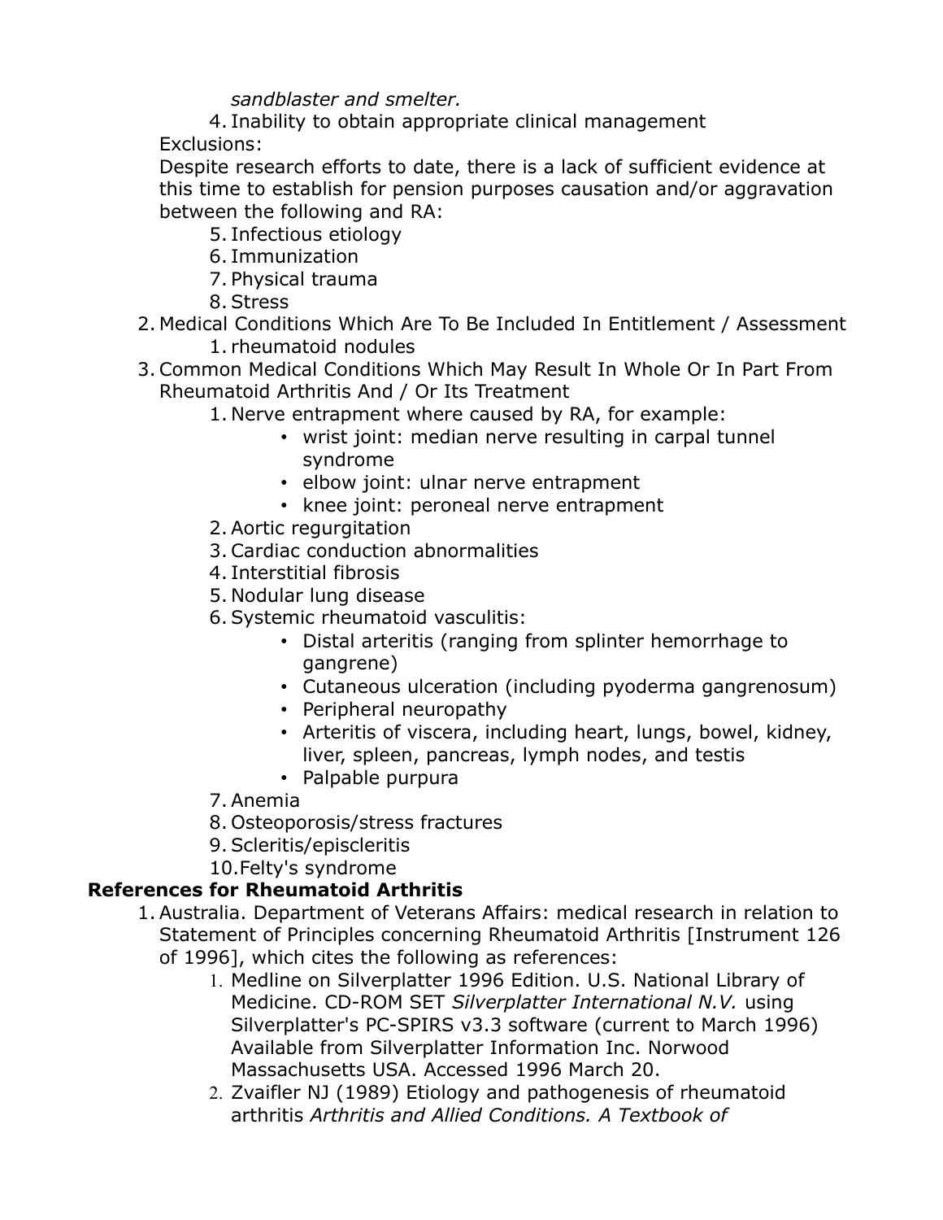*sandblaster and smelter.*

4. Inability to obtain appropriate clinical management

Exclusions:

Despite research efforts to date, there is a lack of sufficient evidence at this time to establish for pension purposes causation and/or aggravation between the following and RA:

5. Infectious etiology
6. Immunization
7. Physical trauma
8. Stress

2. Medical Conditions Which Are To Be Included In Entitlement / Assessment
    1. rheumatoid nodules
3. Common Medical Conditions Which May Result In Whole Or In Part From Rheumatoid Arthritis And / Or Its Treatment
    1. Nerve entrapment where caused by RA, for example:
        - wrist joint: median nerve resulting in carpal tunnel syndrome
        - elbow joint: ulnar nerve entrapment
        - knee joint: peroneal nerve entrapment
    2. Aortic regurgitation
    3. Cardiac conduction abnormalities
    4. Interstitial fibrosis
    5. Nodular lung disease
    6. Systemic rheumatoid vasculitis:
        - Distal arteritis (ranging from splinter hemorrhage to gangrene)
        - Cutaneous ulceration (including pyoderma gangrenosum)
        - Peripheral neuropathy
        - Arteritis of viscera, including heart, lungs, bowel, kidney, liver, spleen, pancreas, lymph nodes, and testis
        - Palpable purpura
    7. Anemia
    8. Osteoporosis/stress fractures
    9. Scleritis/episcleritis
    10. Felty's syndrome

**References for Rheumatoid Arthritis**

1. Australia. Department of Veterans Affairs: medical research in relation to Statement of Principles concerning Rheumatoid Arthritis [Instrument 126 of 1996], which cites the following as references:
    1. Medline on Silverplatter 1996 Edition. U.S. National Library of Medicine. CD-ROM SET *Silverplatter International N.V.* using Silverplatter's PC-SPIRS v3.3 software (current to March 1996) Available from Silverplatter Information Inc. Norwood Massachusetts USA. Accessed 1996 March 20.
    2. Zvaifler NJ (1989) Etiology and pathogenesis of rheumatoid arthritis *Arthritis and Allied Conditions. A Textbook of*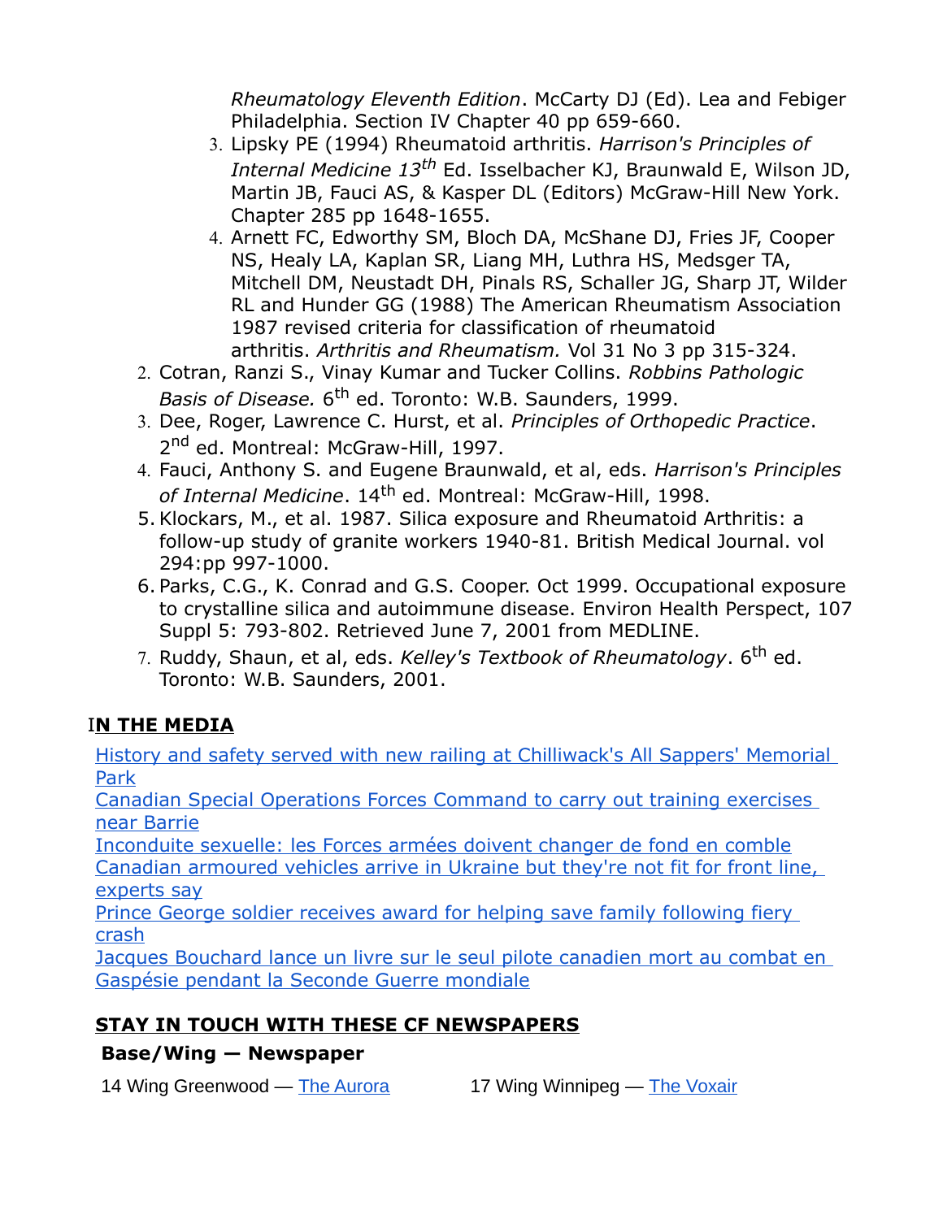*Rheumatology Eleventh Edition*. McCarty DJ (Ed). Lea and Febiger Philadelphia. Section IV Chapter 40 pp 659-660.

   3. Lipsky PE (1994) Rheumatoid arthritis. *Harrison's Principles of Internal Medicine 13th* Ed. Isselbacher KJ, Braunwald E, Wilson JD, Martin JB, Fauci AS, & Kasper DL (Editors) McGraw-Hill New York. Chapter 285 pp 1648-1655.
   4. Arnett FC, Edworthy SM, Bloch DA, McShane DJ, Fries JF, Cooper NS, Healy LA, Kaplan SR, Liang MH, Luthra HS, Medsger TA, Mitchell DM, Neustadt DH, Pinals RS, Schaller JG, Sharp JT, Wilder RL and Hunder GG (1988) The American Rheumatism Association 1987 revised criteria for classification of rheumatoid arthritis. *Arthritis and Rheumatism.* Vol 31 No 3 pp 315-324.

2. Cotran, Ranzi S., Vinay Kumar and Tucker Collins. *Robbins Pathologic Basis of Disease.* 6th ed. Toronto: W.B. Saunders, 1999.
3. Dee, Roger, Lawrence C. Hurst, et al. *Principles of Orthopedic Practice*. 2nd ed. Montreal: McGraw-Hill, 1997.
4. Fauci, Anthony S. and Eugene Braunwald, et al, eds. *Harrison's Principles of Internal Medicine*. 14th ed. Montreal: McGraw-Hill, 1998.
5. Klockars, M., et al. 1987. Silica exposure and Rheumatoid Arthritis: a follow-up study of granite workers 1940-81. British Medical Journal. vol 294:pp 997-1000.
6. Parks, C.G., K. Conrad and G.S. Cooper. Oct 1999. Occupational exposure to crystalline silica and autoimmune disease. Environ Health Perspect, 107 Suppl 5: 793-802. Retrieved June 7, 2001 from MEDLINE.
7. Ruddy, Shaun, et al, eds. *Kelley's Textbook of Rheumatology*. 6th ed. Toronto: W.B. Saunders, 2001.

## IN THE MEDIA

History and safety served with new railing at Chilliwack's All Sappers' Memorial Park
Canadian Special Operations Forces Command to carry out training exercises near Barrie
Inconduite sexuelle: les Forces armées doivent changer de fond en comble
Canadian armoured vehicles arrive in Ukraine but they're not fit for front line, experts say
Prince George soldier receives award for helping save family following fiery crash
Jacques Bouchard lance un livre sur le seul pilote canadien mort au combat en Gaspésie pendant la Seconde Guerre mondiale

## STAY IN TOUCH WITH THESE CF NEWSPAPERS

**Base/Wing — Newspaper**

14 Wing Greenwood — The Aurora

17 Wing Winnipeg — The Voxair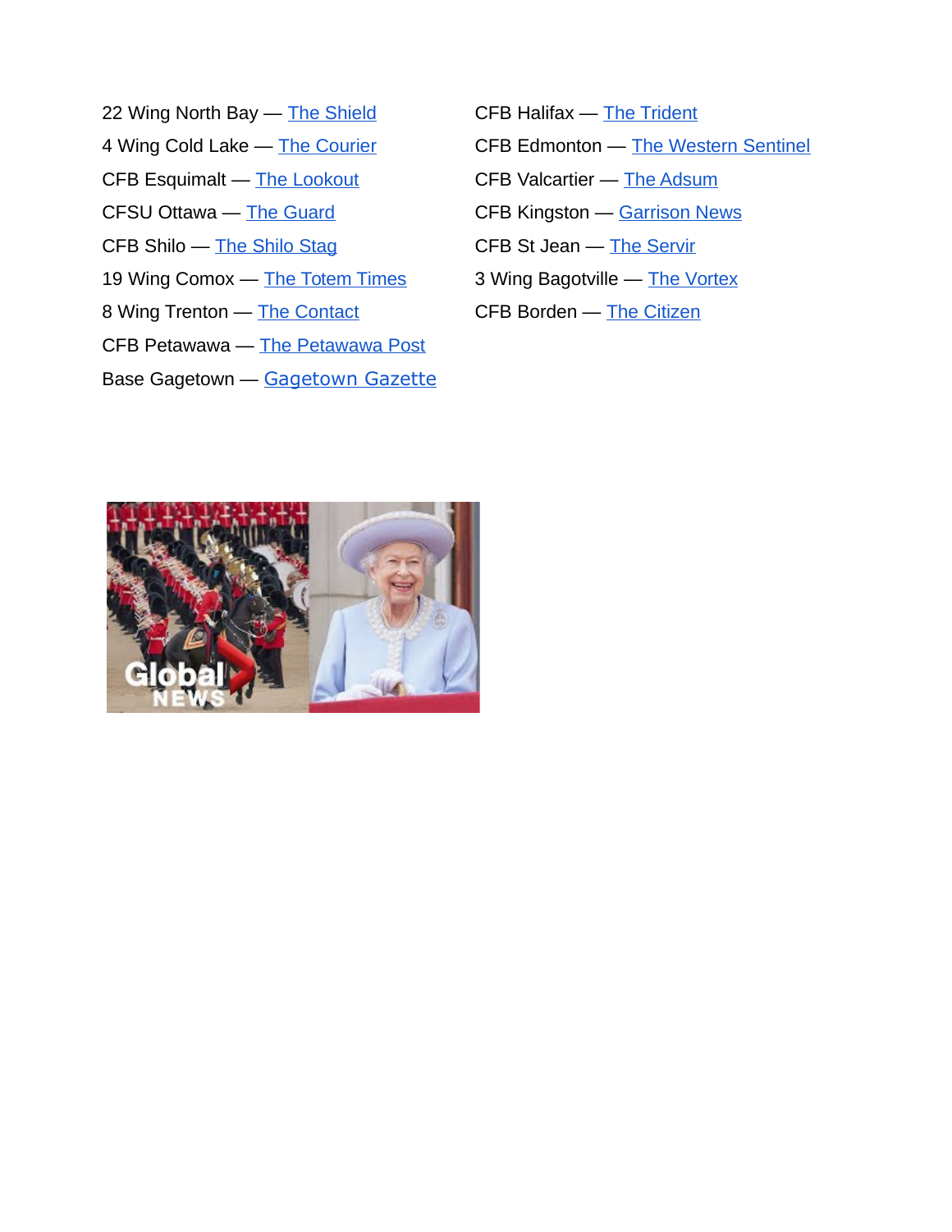22 Wing North Bay — The Shield

4 Wing Cold Lake — The Courier

CFB Esquimalt — The Lookout

CFSU Ottawa — The Guard

CFB Shilo — The Shilo Stag

19 Wing Comox — The Totem Times

8 Wing Trenton — The Contact

CFB Petawawa — The Petawawa Post

Base Gagetown — Gagetown Gazette

CFB Halifax — The Trident

CFB Edmonton — The Western Sentinel

CFB Valcartier — The Adsum

CFB Kingston — Garrison News

CFB St Jean — The Servir

3 Wing Bagotville — The Vortex

CFB Borden — The Citizen